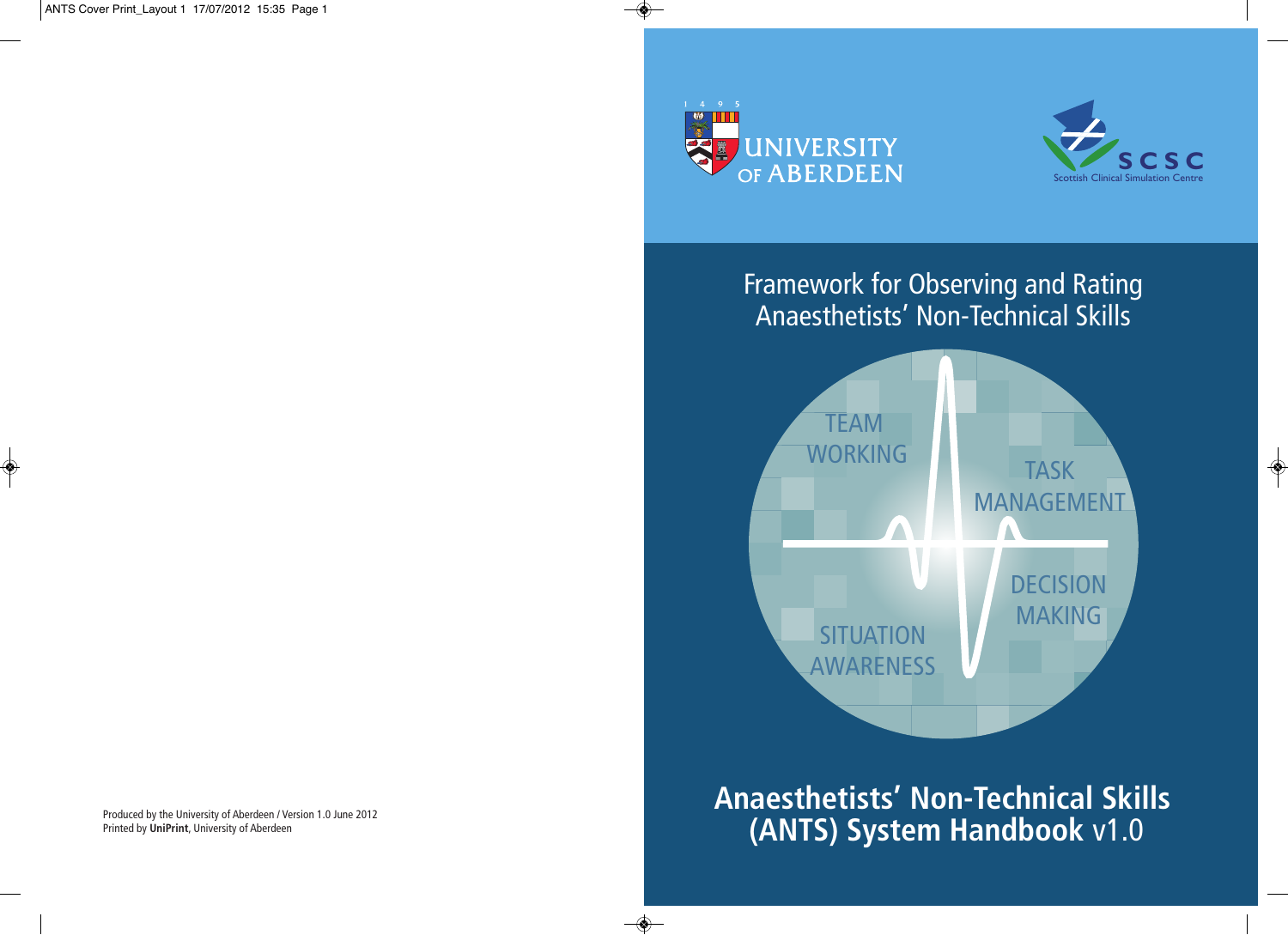UNIVERSITY OF ABERDEEN

SCSC Scottish Clinical Simulation Centre

# Framework for Observing and Rating Anaesthetists' Non-Technical Skills

TEAM WORKING

TASK MANAGEMENT

DECISION MAKING

SITUATION AWARENESS

# Anaesthetists' Non-Technical Skills (ANTS) System Handbook v1.0

Produced by the University of Aberdeen / Version 1.0 June 2012
Printed by **UniPrint**, University of Aberdeen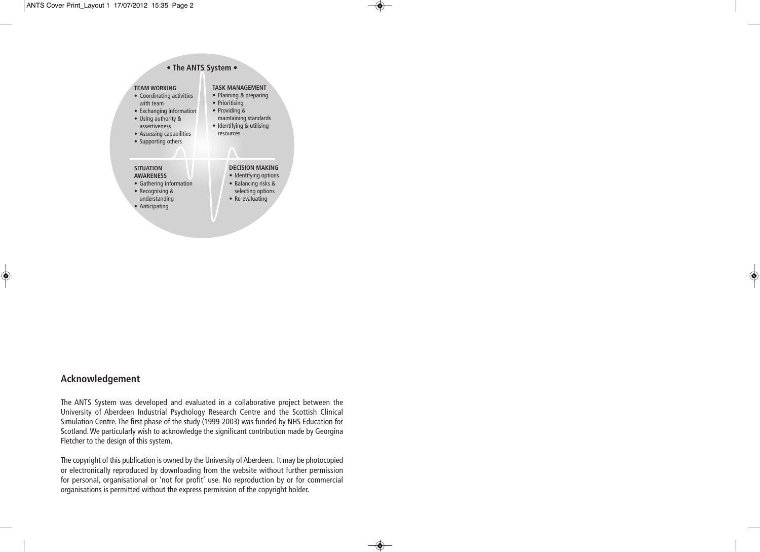**• The ANTS System •**

**TEAM WORKING**
- Coordinating activities with team
- Exchanging information
- Using authority & assertiveness
- Assessing capabilities
- Supporting others

**TASK MANAGEMENT**
- Planning & preparing
- Prioritising
- Providing & maintaining standards
- Identifying & utilising resources

**SITUATION AWARENESS**
- Gathering information
- Recognising & understanding
- Anticipating

**DECISION MAKING**
- Identifying options
- Balancing risks & selecting options
- Re-evaluating

## Acknowledgement

The ANTS System was developed and evaluated in a collaborative project between the University of Aberdeen Industrial Psychology Research Centre and the Scottish Clinical Simulation Centre. The first phase of the study (1999-2003) was funded by NHS Education for Scotland. We particularly wish to acknowledge the significant contribution made by Georgina Fletcher to the design of this system.

The copyright of this publication is owned by the University of Aberdeen. It may be photocopied or electronically reproduced by downloading from the website without further permission for personal, organisational or 'not for profit' use. No reproduction by or for commercial organisations is permitted without the express permission of the copyright holder.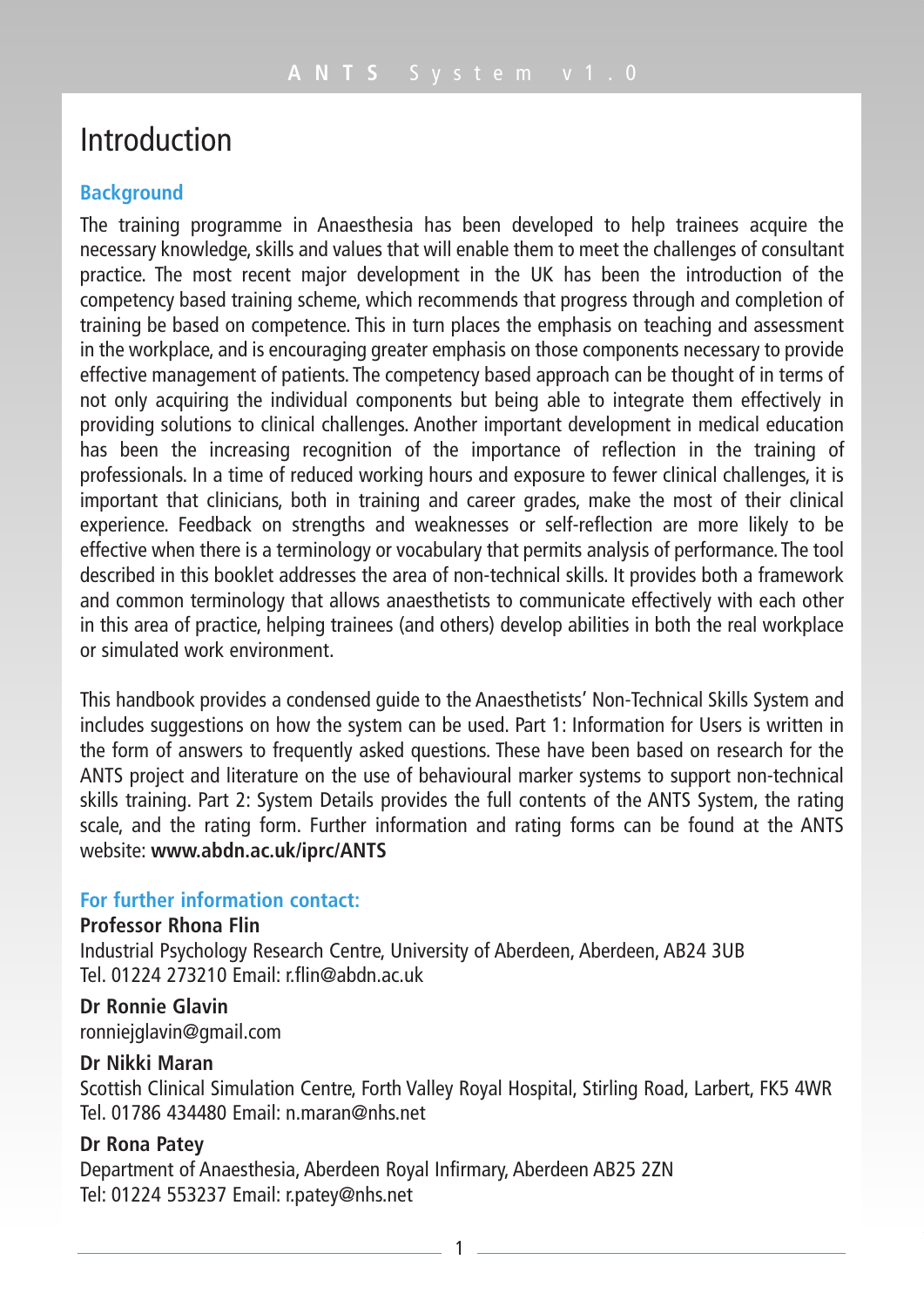# Introduction

## Background

The training programme in Anaesthesia has been developed to help trainees acquire the necessary knowledge, skills and values that will enable them to meet the challenges of consultant practice. The most recent major development in the UK has been the introduction of the competency based training scheme, which recommends that progress through and completion of training be based on competence. This in turn places the emphasis on teaching and assessment in the workplace, and is encouraging greater emphasis on those components necessary to provide effective management of patients. The competency based approach can be thought of in terms of not only acquiring the individual components but being able to integrate them effectively in providing solutions to clinical challenges. Another important development in medical education has been the increasing recognition of the importance of reflection in the training of professionals. In a time of reduced working hours and exposure to fewer clinical challenges, it is important that clinicians, both in training and career grades, make the most of their clinical experience. Feedback on strengths and weaknesses or self-reflection are more likely to be effective when there is a terminology or vocabulary that permits analysis of performance. The tool described in this booklet addresses the area of non-technical skills. It provides both a framework and common terminology that allows anaesthetists to communicate effectively with each other in this area of practice, helping trainees (and others) develop abilities in both the real workplace or simulated work environment.

This handbook provides a condensed guide to the Anaesthetists' Non-Technical Skills System and includes suggestions on how the system can be used. Part 1: Information for Users is written in the form of answers to frequently asked questions. These have been based on research for the ANTS project and literature on the use of behavioural marker systems to support non-technical skills training. Part 2: System Details provides the full contents of the ANTS System, the rating scale, and the rating form. Further information and rating forms can be found at the ANTS website: **www.abdn.ac.uk/iprc/ANTS**

## For further information contact:

**Professor Rhona Flin**
Industrial Psychology Research Centre, University of Aberdeen, Aberdeen, AB24 3UB
Tel. 01224 273210 Email: r.flin@abdn.ac.uk

**Dr Ronnie Glavin**
ronniejglavin@gmail.com

**Dr Nikki Maran**
Scottish Clinical Simulation Centre, Forth Valley Royal Hospital, Stirling Road, Larbert, FK5 4WR
Tel. 01786 434480 Email: n.maran@nhs.net

**Dr Rona Patey**
Department of Anaesthesia, Aberdeen Royal Infirmary, Aberdeen AB25 2ZN
Tel: 01224 553237 Email: r.patey@nhs.net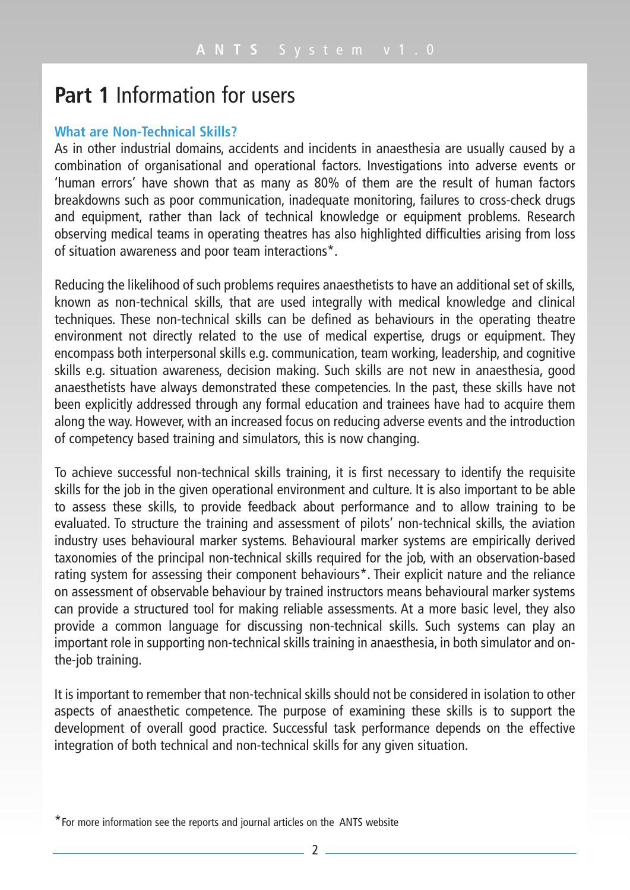# **Part 1** Information for users

## What are Non-Technical Skills?

As in other industrial domains, accidents and incidents in anaesthesia are usually caused by a combination of organisational and operational factors. Investigations into adverse events or 'human errors' have shown that as many as 80% of them are the result of human factors breakdowns such as poor communication, inadequate monitoring, failures to cross-check drugs and equipment, rather than lack of technical knowledge or equipment problems. Research observing medical teams in operating theatres has also highlighted difficulties arising from loss of situation awareness and poor team interactions*.

Reducing the likelihood of such problems requires anaesthetists to have an additional set of skills, known as non-technical skills, that are used integrally with medical knowledge and clinical techniques. These non-technical skills can be defined as behaviours in the operating theatre environment not directly related to the use of medical expertise, drugs or equipment. They encompass both interpersonal skills e.g. communication, team working, leadership, and cognitive skills e.g. situation awareness, decision making. Such skills are not new in anaesthesia, good anaesthetists have always demonstrated these competencies. In the past, these skills have not been explicitly addressed through any formal education and trainees have had to acquire them along the way. However, with an increased focus on reducing adverse events and the introduction of competency based training and simulators, this is now changing.

To achieve successful non-technical skills training, it is first necessary to identify the requisite skills for the job in the given operational environment and culture. It is also important to be able to assess these skills, to provide feedback about performance and to allow training to be evaluated. To structure the training and assessment of pilots' non-technical skills, the aviation industry uses behavioural marker systems. Behavioural marker systems are empirically derived taxonomies of the principal non-technical skills required for the job, with an observation-based rating system for assessing their component behaviours*. Their explicit nature and the reliance on assessment of observable behaviour by trained instructors means behavioural marker systems can provide a structured tool for making reliable assessments. At a more basic level, they also provide a common language for discussing non-technical skills. Such systems can play an important role in supporting non-technical skills training in anaesthesia, in both simulator and on-the-job training.

It is important to remember that non-technical skills should not be considered in isolation to other aspects of anaesthetic competence. The purpose of examining these skills is to support the development of overall good practice. Successful task performance depends on the effective integration of both technical and non-technical skills for any given situation.

*For more information see the reports and journal articles on the ANTS website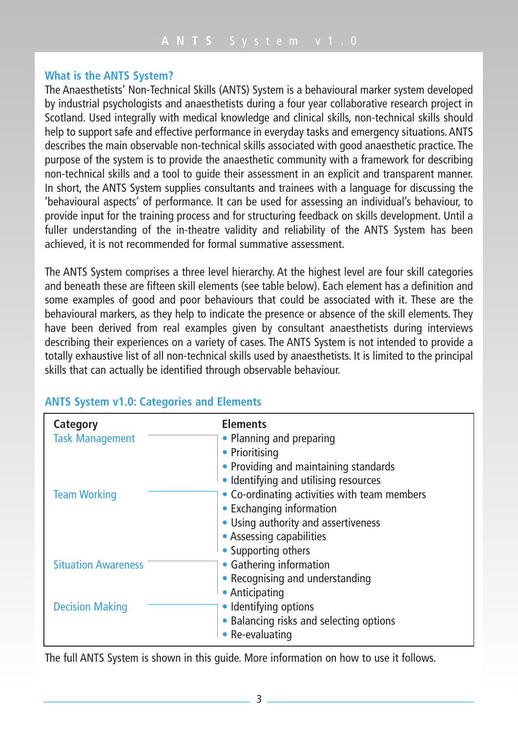## What is the ANTS System?

The Anaesthetists' Non-Technical Skills (ANTS) System is a behavioural marker system developed by industrial psychologists and anaesthetists during a four year collaborative research project in Scotland. Used integrally with medical knowledge and clinical skills, non-technical skills should help to support safe and effective performance in everyday tasks and emergency situations. ANTS describes the main observable non-technical skills associated with good anaesthetic practice. The purpose of the system is to provide the anaesthetic community with a framework for describing non-technical skills and a tool to guide their assessment in an explicit and transparent manner. In short, the ANTS System supplies consultants and trainees with a language for discussing the 'behavioural aspects' of performance. It can be used for assessing an individual's behaviour, to provide input for the training process and for structuring feedback on skills development. Until a fuller understanding of the in-theatre validity and reliability of the ANTS System has been achieved, it is not recommended for formal summative assessment.

The ANTS System comprises a three level hierarchy. At the highest level are four skill categories and beneath these are fifteen skill elements (see table below). Each element has a definition and some examples of good and poor behaviours that could be associated with it. These are the behavioural markers, as they help to indicate the presence or absence of the skill elements. They have been derived from real examples given by consultant anaesthetists during interviews describing their experiences on a variety of cases. The ANTS System is not intended to provide a totally exhaustive list of all non-technical skills used by anaesthetists. It is limited to the principal skills that can actually be identified through observable behaviour.

## ANTS System v1.0: Categories and Elements

| Category | Elements |
|---|---|
| Task Management | • Planning and preparing<br>• Prioritising<br>• Providing and maintaining standards<br>• Identifying and utilising resources |
| Team Working | • Co-ordinating activities with team members<br>• Exchanging information<br>• Using authority and assertiveness<br>• Assessing capabilities<br>• Supporting others |
| Situation Awareness | • Gathering information<br>• Recognising and understanding<br>• Anticipating |
| Decision Making | • Identifying options<br>• Balancing risks and selecting options<br>• Re-evaluating |

The full ANTS System is shown in this guide. More information on how to use it follows.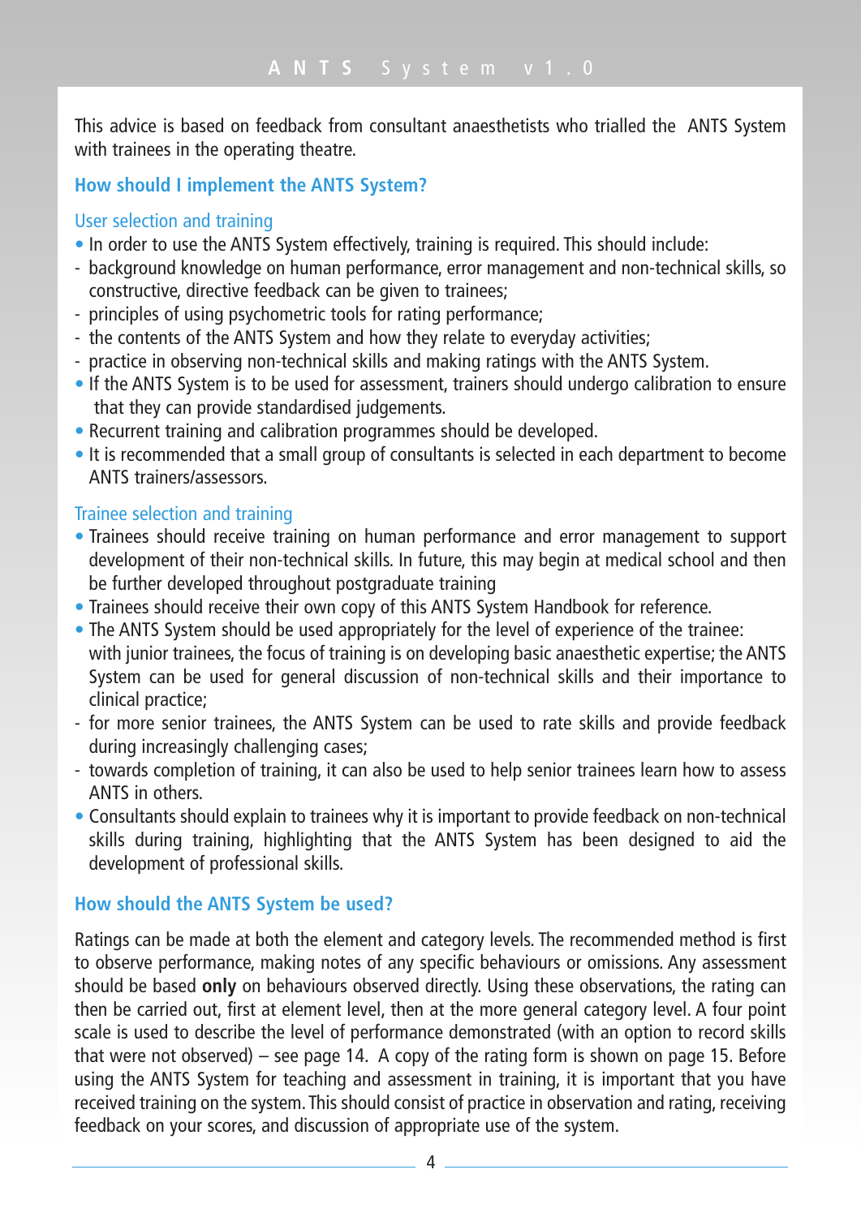This advice is based on feedback from consultant anaesthetists who trialled the ANTS System with trainees in the operating theatre.

## How should I implement the ANTS System?

### User selection and training

- In order to use the ANTS System effectively, training is required. This should include:
  - background knowledge on human performance, error management and non-technical skills, so constructive, directive feedback can be given to trainees;
  - principles of using psychometric tools for rating performance;
  - the contents of the ANTS System and how they relate to everyday activities;
  - practice in observing non-technical skills and making ratings with the ANTS System.
- If the ANTS System is to be used for assessment, trainers should undergo calibration to ensure that they can provide standardised judgements.
- Recurrent training and calibration programmes should be developed.
- It is recommended that a small group of consultants is selected in each department to become ANTS trainers/assessors.

### Trainee selection and training

- Trainees should receive training on human performance and error management to support development of their non-technical skills. In future, this may begin at medical school and then be further developed throughout postgraduate training
- Trainees should receive their own copy of this ANTS System Handbook for reference.
- The ANTS System should be used appropriately for the level of experience of the trainee: with junior trainees, the focus of training is on developing basic anaesthetic expertise; the ANTS System can be used for general discussion of non-technical skills and their importance to clinical practice;
  - for more senior trainees, the ANTS System can be used to rate skills and provide feedback during increasingly challenging cases;
  - towards completion of training, it can also be used to help senior trainees learn how to assess ANTS in others.
- Consultants should explain to trainees why it is important to provide feedback on non-technical skills during training, highlighting that the ANTS System has been designed to aid the development of professional skills.

## How should the ANTS System be used?

Ratings can be made at both the element and category levels. The recommended method is first to observe performance, making notes of any specific behaviours or omissions. Any assessment should be based **only** on behaviours observed directly. Using these observations, the rating can then be carried out, first at element level, then at the more general category level. A four point scale is used to describe the level of performance demonstrated (with an option to record skills that were not observed) – see page 14. A copy of the rating form is shown on page 15. Before using the ANTS System for teaching and assessment in training, it is important that you have received training on the system. This should consist of practice in observation and rating, receiving feedback on your scores, and discussion of appropriate use of the system.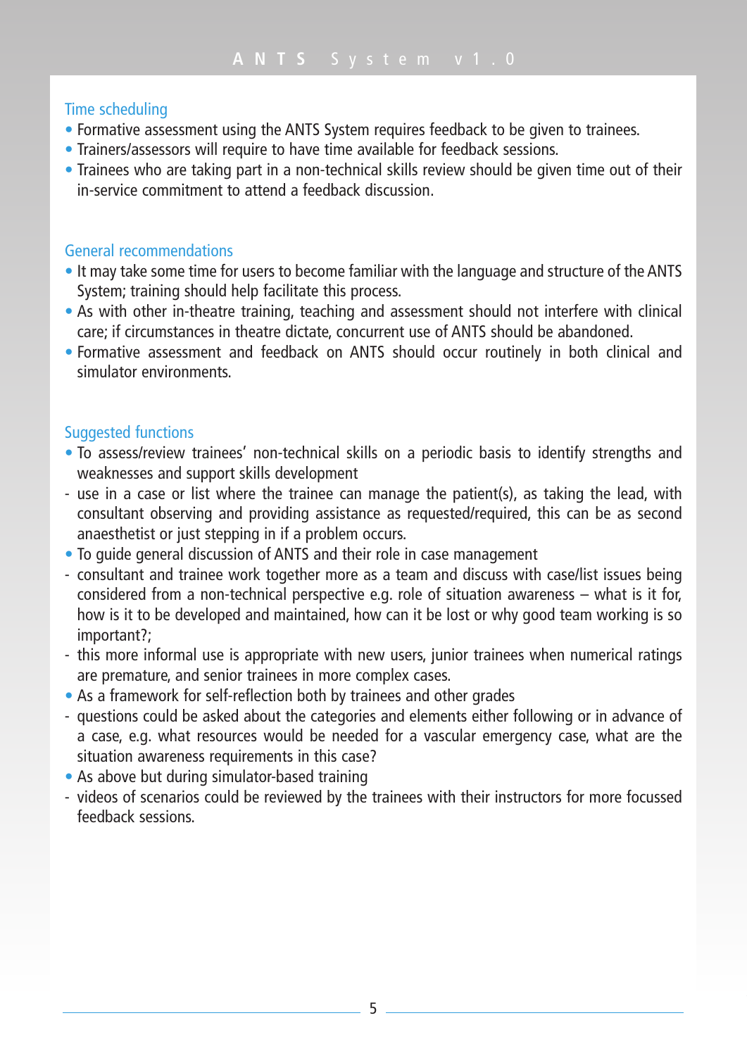## Time scheduling

- Formative assessment using the ANTS System requires feedback to be given to trainees.
- Trainers/assessors will require to have time available for feedback sessions.
- Trainees who are taking part in a non-technical skills review should be given time out of their in-service commitment to attend a feedback discussion.

## General recommendations

- It may take some time for users to become familiar with the language and structure of the ANTS System; training should help facilitate this process.
- As with other in-theatre training, teaching and assessment should not interfere with clinical care; if circumstances in theatre dictate, concurrent use of ANTS should be abandoned.
- Formative assessment and feedback on ANTS should occur routinely in both clinical and simulator environments.

## Suggested functions

- To assess/review trainees' non-technical skills on a periodic basis to identify strengths and weaknesses and support skills development
  - use in a case or list where the trainee can manage the patient(s), as taking the lead, with consultant observing and providing assistance as requested/required, this can be as second anaesthetist or just stepping in if a problem occurs.
- To guide general discussion of ANTS and their role in case management
  - consultant and trainee work together more as a team and discuss with case/list issues being considered from a non-technical perspective e.g. role of situation awareness – what is it for, how is it to be developed and maintained, how can it be lost or why good team working is so important?;
  - this more informal use is appropriate with new users, junior trainees when numerical ratings are premature, and senior trainees in more complex cases.
- As a framework for self-reflection both by trainees and other grades
  - questions could be asked about the categories and elements either following or in advance of a case, e.g. what resources would be needed for a vascular emergency case, what are the situation awareness requirements in this case?
- As above but during simulator-based training
  - videos of scenarios could be reviewed by the trainees with their instructors for more focussed feedback sessions.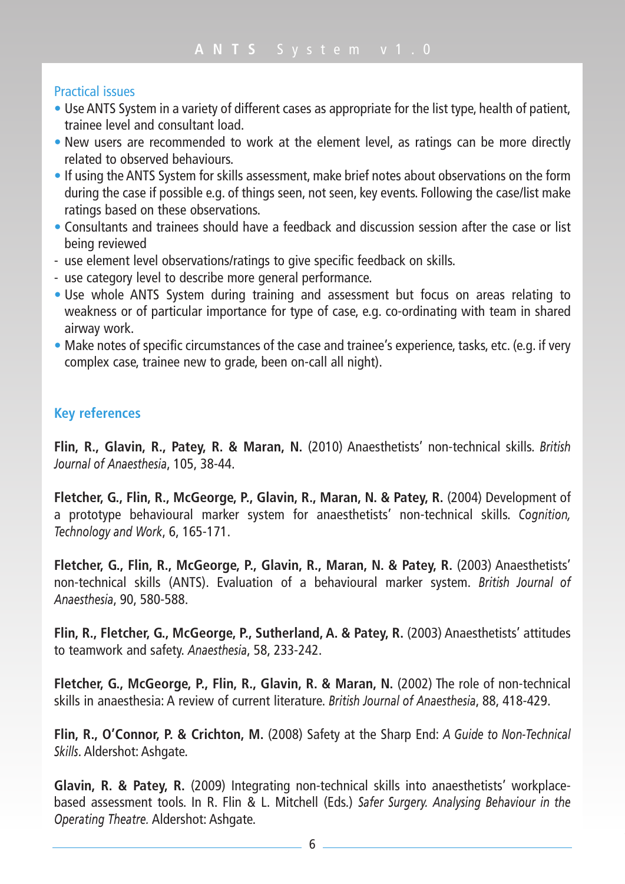## Practical issues

- Use ANTS System in a variety of different cases as appropriate for the list type, health of patient, trainee level and consultant load.
- New users are recommended to work at the element level, as ratings can be more directly related to observed behaviours.
- If using the ANTS System for skills assessment, make brief notes about observations on the form during the case if possible e.g. of things seen, not seen, key events. Following the case/list make ratings based on these observations.
- Consultants and trainees should have a feedback and discussion session after the case or list being reviewed
  - use element level observations/ratings to give specific feedback on skills.
  - use category level to describe more general performance.
- Use whole ANTS System during training and assessment but focus on areas relating to weakness or of particular importance for type of case, e.g. co-ordinating with team in shared airway work.
- Make notes of specific circumstances of the case and trainee's experience, tasks, etc. (e.g. if very complex case, trainee new to grade, been on-call all night).

## Key references

**Flin, R., Glavin, R., Patey, R. & Maran, N.** (2010) Anaesthetists' non-technical skills. *British Journal of Anaesthesia*, 105, 38-44.

**Fletcher, G., Flin, R., McGeorge, P., Glavin, R., Maran, N. & Patey, R.** (2004) Development of a prototype behavioural marker system for anaesthetists' non-technical skills. *Cognition, Technology and Work*, 6, 165-171.

**Fletcher, G., Flin, R., McGeorge, P., Glavin, R., Maran, N. & Patey, R.** (2003) Anaesthetists' non-technical skills (ANTS). Evaluation of a behavioural marker system. *British Journal of Anaesthesia*, 90, 580-588.

**Flin, R., Fletcher, G., McGeorge, P., Sutherland, A. & Patey, R.** (2003) Anaesthetists' attitudes to teamwork and safety. *Anaesthesia*, 58, 233-242.

**Fletcher, G., McGeorge, P., Flin, R., Glavin, R. & Maran, N.** (2002) The role of non-technical skills in anaesthesia: A review of current literature. *British Journal of Anaesthesia*, 88, 418-429.

**Flin, R., O'Connor, P. & Crichton, M.** (2008) Safety at the Sharp End: *A Guide to Non-Technical Skills*. Aldershot: Ashgate.

**Glavin, R. & Patey, R.** (2009) Integrating non-technical skills into anaesthetists' workplace-based assessment tools. In R. Flin & L. Mitchell (Eds.) *Safer Surgery. Analysing Behaviour in the Operating Theatre.* Aldershot: Ashgate.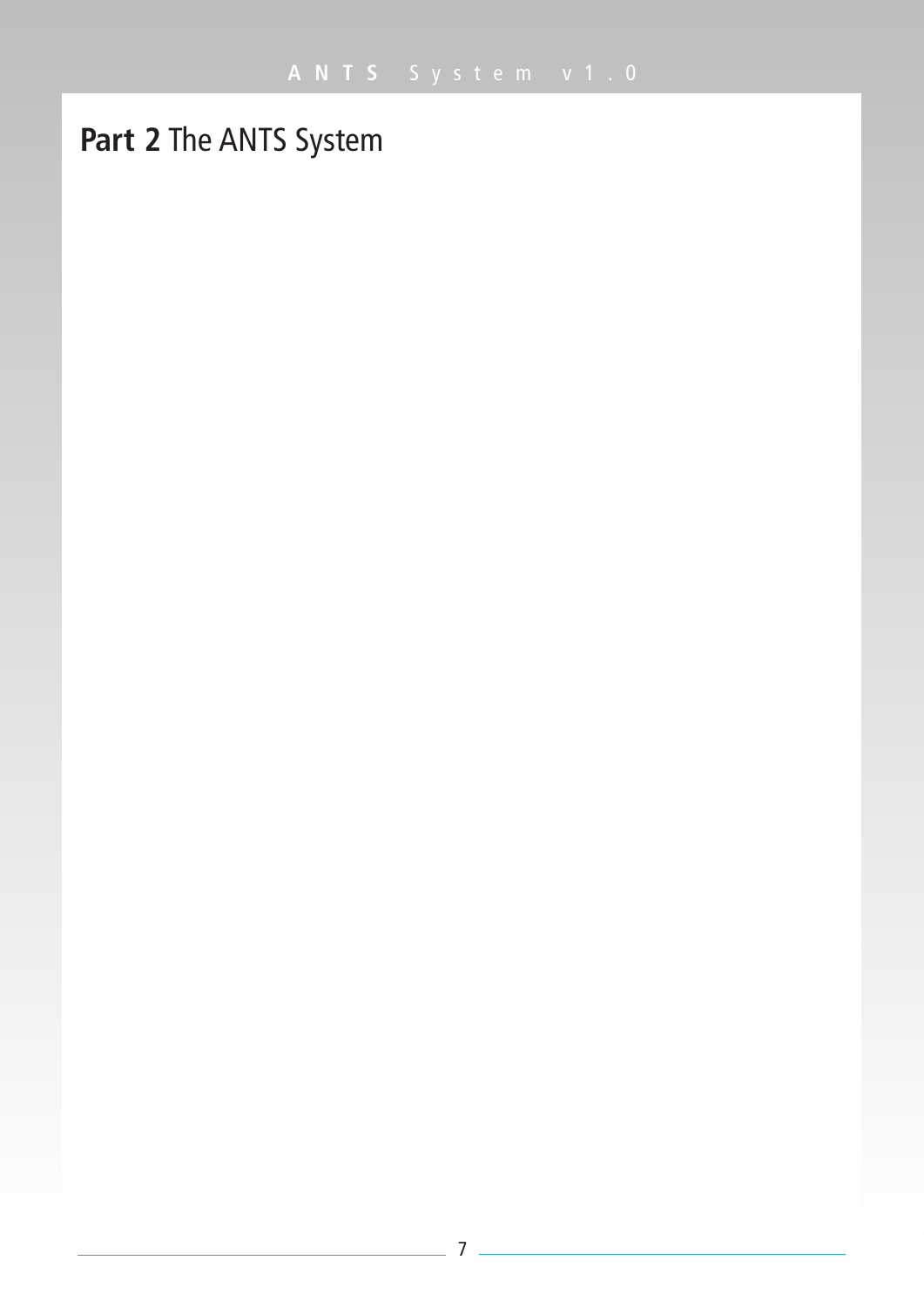# **Part 2** The ANTS System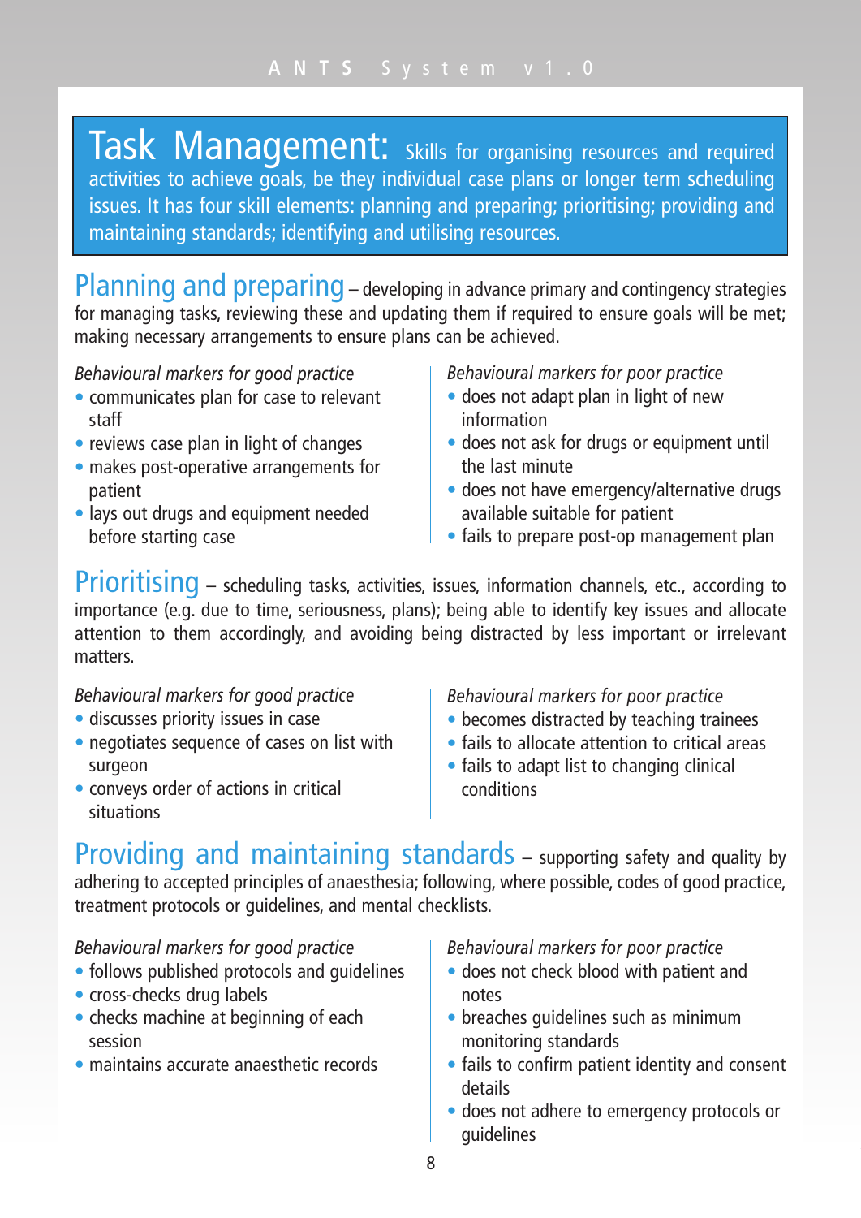# Task Management: Skills for organising resources and required activities to achieve goals, be they individual case plans or longer term scheduling issues. It has four skill elements: planning and preparing; prioritising; providing and maintaining standards; identifying and utilising resources.

## Planning and preparing

– developing in advance primary and contingency strategies for managing tasks, reviewing these and updating them if required to ensure goals will be met; making necessary arrangements to ensure plans can be achieved.

*Behavioural markers for good practice*

- communicates plan for case to relevant staff
- reviews case plan in light of changes
- makes post-operative arrangements for patient
- lays out drugs and equipment needed before starting case

*Behavioural markers for poor practice*

- does not adapt plan in light of new information
- does not ask for drugs or equipment until the last minute
- does not have emergency/alternative drugs available suitable for patient
- fails to prepare post-op management plan

## Prioritising

– scheduling tasks, activities, issues, information channels, etc., according to importance (e.g. due to time, seriousness, plans); being able to identify key issues and allocate attention to them accordingly, and avoiding being distracted by less important or irrelevant matters.

*Behavioural markers for good practice*

- discusses priority issues in case
- negotiates sequence of cases on list with surgeon
- conveys order of actions in critical situations

*Behavioural markers for poor practice*

- becomes distracted by teaching trainees
- fails to allocate attention to critical areas
- fails to adapt list to changing clinical conditions

## Providing and maintaining standards

– supporting safety and quality by adhering to accepted principles of anaesthesia; following, where possible, codes of good practice, treatment protocols or guidelines, and mental checklists.

*Behavioural markers for good practice*

- follows published protocols and guidelines
- cross-checks drug labels
- checks machine at beginning of each session
- maintains accurate anaesthetic records

*Behavioural markers for poor practice*

- does not check blood with patient and notes
- breaches guidelines such as minimum monitoring standards
- fails to confirm patient identity and consent details
- does not adhere to emergency protocols or guidelines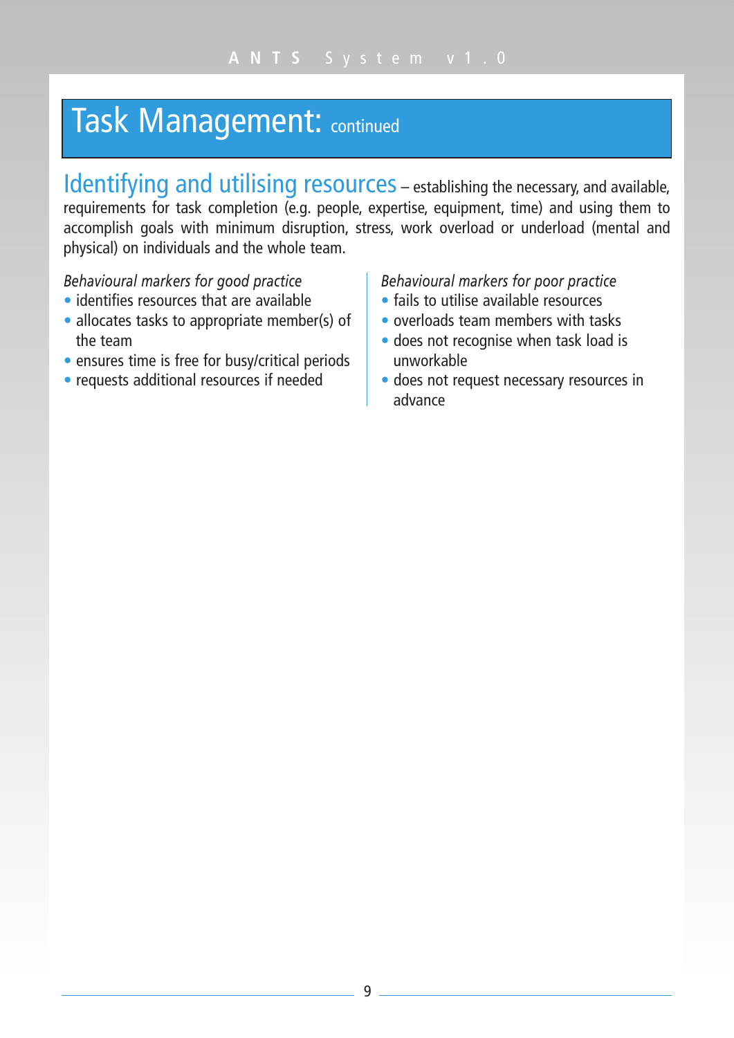# Task Management: continued

## Identifying and utilising resources

– establishing the necessary, and available, requirements for task completion (e.g. people, expertise, equipment, time) and using them to accomplish goals with minimum disruption, stress, work overload or underload (mental and physical) on individuals and the whole team.

*Behavioural markers for good practice*

- identifies resources that are available
- allocates tasks to appropriate member(s) of the team
- ensures time is free for busy/critical periods
- requests additional resources if needed

*Behavioural markers for poor practice*

- fails to utilise available resources
- overloads team members with tasks
- does not recognise when task load is unworkable
- does not request necessary resources in advance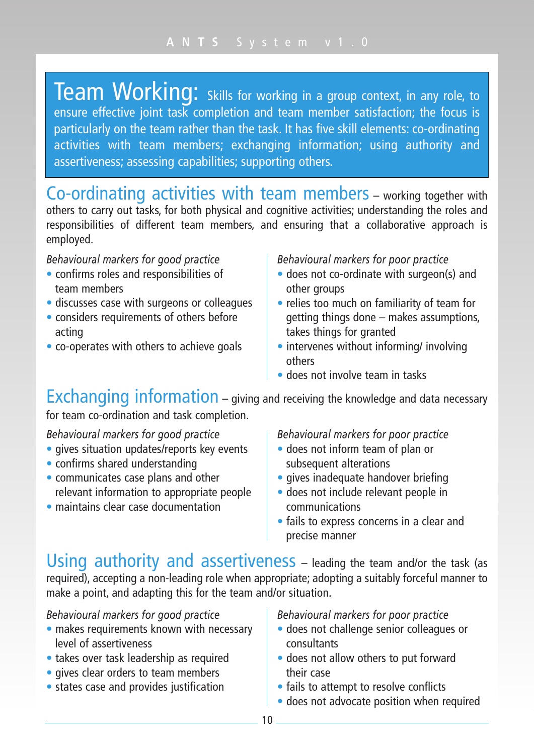# Team Working: Skills for working in a group context, in any role, to ensure effective joint task completion and team member satisfaction; the focus is particularly on the team rather than the task. It has five skill elements: co-ordinating activities with team members; exchanging information; using authority and assertiveness; assessing capabilities; supporting others.

## Co-ordinating activities with team members

– working together with others to carry out tasks, for both physical and cognitive activities; understanding the roles and responsibilities of different team members, and ensuring that a collaborative approach is employed.

*Behavioural markers for good practice*

- confirms roles and responsibilities of team members
- discusses case with surgeons or colleagues
- considers requirements of others before acting
- co-operates with others to achieve goals

*Behavioural markers for poor practice*

- does not co-ordinate with surgeon(s) and other groups
- relies too much on familiarity of team for getting things done – makes assumptions, takes things for granted
- intervenes without informing/ involving others
- does not involve team in tasks

## Exchanging information

– giving and receiving the knowledge and data necessary for team co-ordination and task completion.

*Behavioural markers for good practice*

- gives situation updates/reports key events
- confirms shared understanding
- communicates case plans and other relevant information to appropriate people
- maintains clear case documentation

*Behavioural markers for poor practice*

- does not inform team of plan or subsequent alterations
- gives inadequate handover briefing
- does not include relevant people in communications
- fails to express concerns in a clear and precise manner

## Using authority and assertiveness

– leading the team and/or the task (as required), accepting a non-leading role when appropriate; adopting a suitably forceful manner to make a point, and adapting this for the team and/or situation.

*Behavioural markers for good practice*

- makes requirements known with necessary level of assertiveness
- takes over task leadership as required
- gives clear orders to team members
- states case and provides justification

*Behavioural markers for poor practice*

- does not challenge senior colleagues or consultants
- does not allow others to put forward their case
- fails to attempt to resolve conflicts
- does not advocate position when required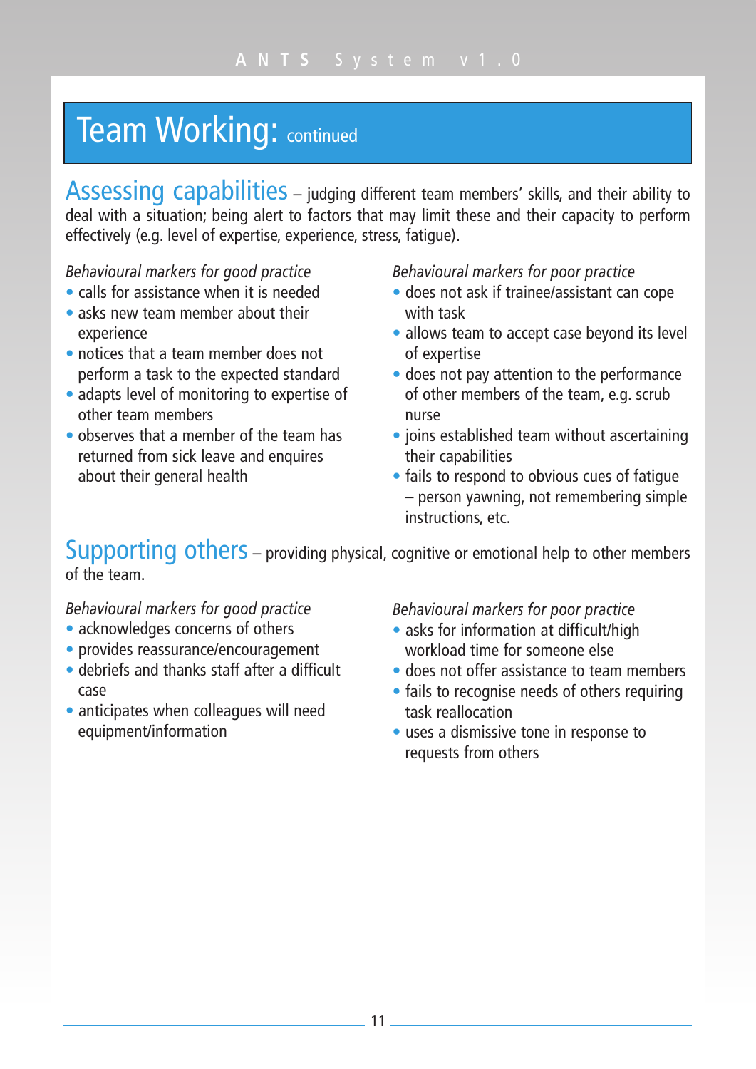# Team Working: continued

## Assessing capabilities

– judging different team members' skills, and their ability to deal with a situation; being alert to factors that may limit these and their capacity to perform effectively (e.g. level of expertise, experience, stress, fatigue).

*Behavioural markers for good practice*

- calls for assistance when it is needed
- asks new team member about their experience
- notices that a team member does not perform a task to the expected standard
- adapts level of monitoring to expertise of other team members
- observes that a member of the team has returned from sick leave and enquires about their general health

*Behavioural markers for poor practice*

- does not ask if trainee/assistant can cope with task
- allows team to accept case beyond its level of expertise
- does not pay attention to the performance of other members of the team, e.g. scrub nurse
- joins established team without ascertaining their capabilities
- fails to respond to obvious cues of fatigue – person yawning, not remembering simple instructions, etc.

## Supporting others

– providing physical, cognitive or emotional help to other members of the team.

*Behavioural markers for good practice*

- acknowledges concerns of others
- provides reassurance/encouragement
- debriefs and thanks staff after a difficult case
- anticipates when colleagues will need equipment/information

*Behavioural markers for poor practice*

- asks for information at difficult/high workload time for someone else
- does not offer assistance to team members
- fails to recognise needs of others requiring task reallocation
- uses a dismissive tone in response to requests from others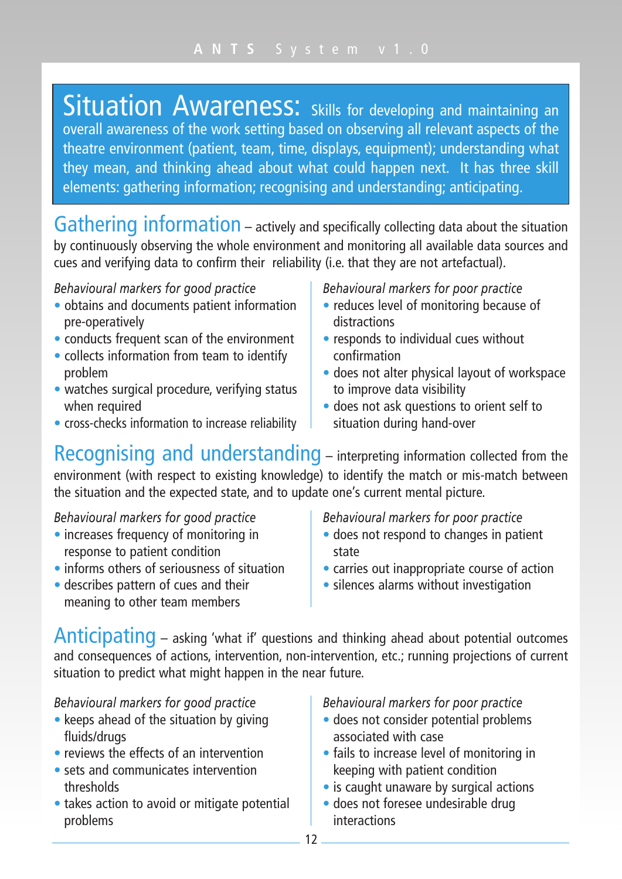# Situation Awareness: Skills for developing and maintaining an overall awareness of the work setting based on observing all relevant aspects of the theatre environment (patient, team, time, displays, equipment); understanding what they mean, and thinking ahead about what could happen next. It has three skill elements: gathering information; recognising and understanding; anticipating.

## Gathering information

– actively and specifically collecting data about the situation by continuously observing the whole environment and monitoring all available data sources and cues and verifying data to confirm their reliability (i.e. that they are not artefactual).

*Behavioural markers for good practice*

- obtains and documents patient information pre-operatively
- conducts frequent scan of the environment
- collects information from team to identify problem
- watches surgical procedure, verifying status when required
- cross-checks information to increase reliability

*Behavioural markers for poor practice*

- reduces level of monitoring because of distractions
- responds to individual cues without confirmation
- does not alter physical layout of workspace to improve data visibility
- does not ask questions to orient self to situation during hand-over

## Recognising and understanding

– interpreting information collected from the environment (with respect to existing knowledge) to identify the match or mis-match between the situation and the expected state, and to update one's current mental picture.

*Behavioural markers for good practice*

- increases frequency of monitoring in response to patient condition
- informs others of seriousness of situation
- describes pattern of cues and their meaning to other team members

*Behavioural markers for poor practice*

- does not respond to changes in patient state
- carries out inappropriate course of action
- silences alarms without investigation

## Anticipating

– asking 'what if' questions and thinking ahead about potential outcomes and consequences of actions, intervention, non-intervention, etc.; running projections of current situation to predict what might happen in the near future.

*Behavioural markers for good practice*

- keeps ahead of the situation by giving fluids/drugs
- reviews the effects of an intervention
- sets and communicates intervention thresholds
- takes action to avoid or mitigate potential problems

*Behavioural markers for poor practice*

- does not consider potential problems associated with case
- fails to increase level of monitoring in keeping with patient condition
- is caught unaware by surgical actions
- does not foresee undesirable drug interactions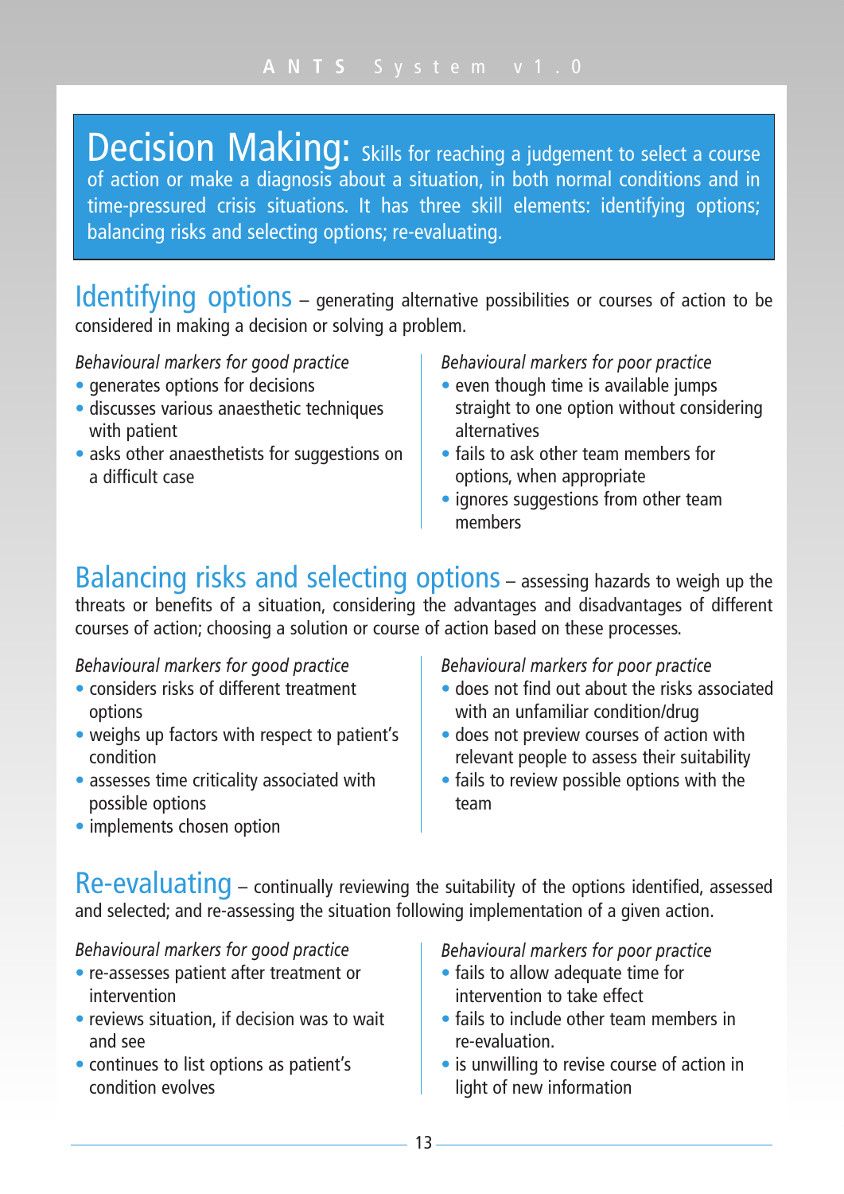# Decision Making: Skills for reaching a judgement to select a course of action or make a diagnosis about a situation, in both normal conditions and in time-pressured crisis situations. It has three skill elements: identifying options; balancing risks and selecting options; re-evaluating.

## Identifying options – generating alternative possibilities or courses of action to be considered in making a decision or solving a problem.

*Behavioural markers for good practice*

- generates options for decisions
- discusses various anaesthetic techniques with patient
- asks other anaesthetists for suggestions on a difficult case

*Behavioural markers for poor practice*

- even though time is available jumps straight to one option without considering alternatives
- fails to ask other team members for options, when appropriate
- ignores suggestions from other team members

## Balancing risks and selecting options – assessing hazards to weigh up the threats or benefits of a situation, considering the advantages and disadvantages of different courses of action; choosing a solution or course of action based on these processes.

*Behavioural markers for good practice*

- considers risks of different treatment options
- weighs up factors with respect to patient's condition
- assesses time criticality associated with possible options
- implements chosen option

*Behavioural markers for poor practice*

- does not find out about the risks associated with an unfamiliar condition/drug
- does not preview courses of action with relevant people to assess their suitability
- fails to review possible options with the team

## Re-evaluating – continually reviewing the suitability of the options identified, assessed and selected; and re-assessing the situation following implementation of a given action.

*Behavioural markers for good practice*

- re-assesses patient after treatment or intervention
- reviews situation, if decision was to wait and see
- continues to list options as patient's condition evolves

*Behavioural markers for poor practice*

- fails to allow adequate time for intervention to take effect
- fails to include other team members in re-evaluation.
- is unwilling to revise course of action in light of new information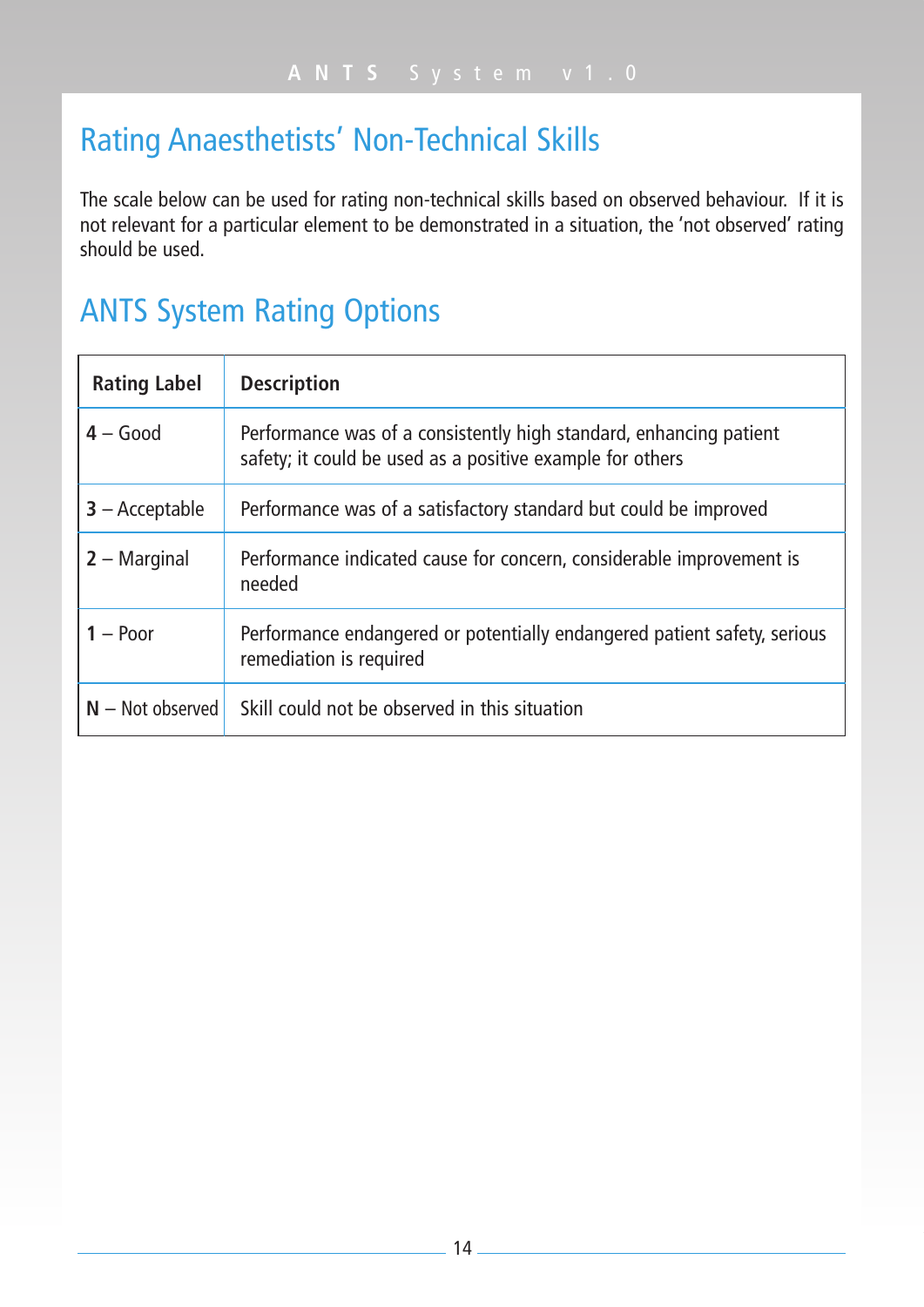# Rating Anaesthetists' Non-Technical Skills

The scale below can be used for rating non-technical skills based on observed behaviour. If it is not relevant for a particular element to be demonstrated in a situation, the 'not observed' rating should be used.

## ANTS System Rating Options

| Rating Label | Description |
| --- | --- |
| **4** – Good | Performance was of a consistently high standard, enhancing patient safety; it could be used as a positive example for others |
| **3** – Acceptable | Performance was of a satisfactory standard but could be improved |
| **2** – Marginal | Performance indicated cause for concern, considerable improvement is needed |
| **1** – Poor | Performance endangered or potentially endangered patient safety, serious remediation is required |
| **N** – Not observed | Skill could not be observed in this situation |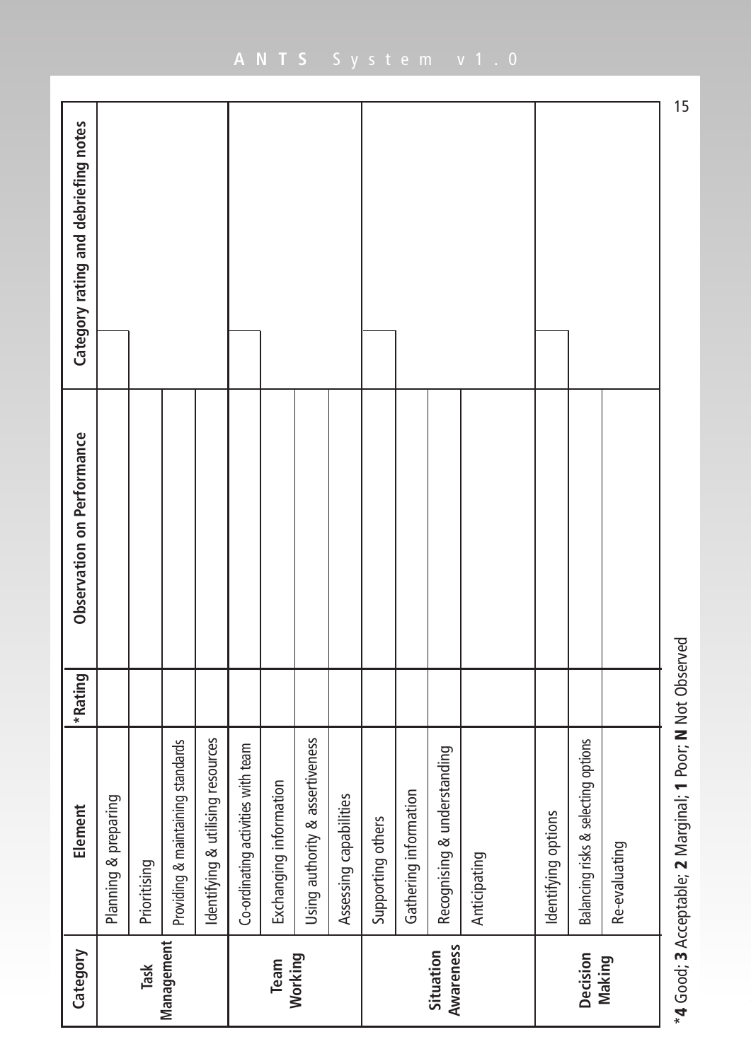| Category | Element | *Rating | Observation on Performance | Category rating and debriefing notes |
| --- | --- | --- | --- | --- |
| Task Management | Planning & preparing | | | |
| | Prioritising | | | |
| | Providing & maintaining standards | | | |
| | Identifying & utilising resources | | | |
| Team Working | Co-ordinating activities with team | | | |
| | Exchanging information | | | |
| | Using authority & assertiveness | | | |
| | Assessing capabilities | | | |
| | Supporting others | | | |
| Situation Awareness | Gathering information | | | |
| | Recognising & understanding | | | |
| | Anticipating | | | |
| Decision Making | Identifying options | | | |
| | Balancing risks & selecting options | | | |
| | Re-evaluating | | | |

***4** Good; **3** Acceptable; **2** Marginal; **1** Poor; **N** Not Observed